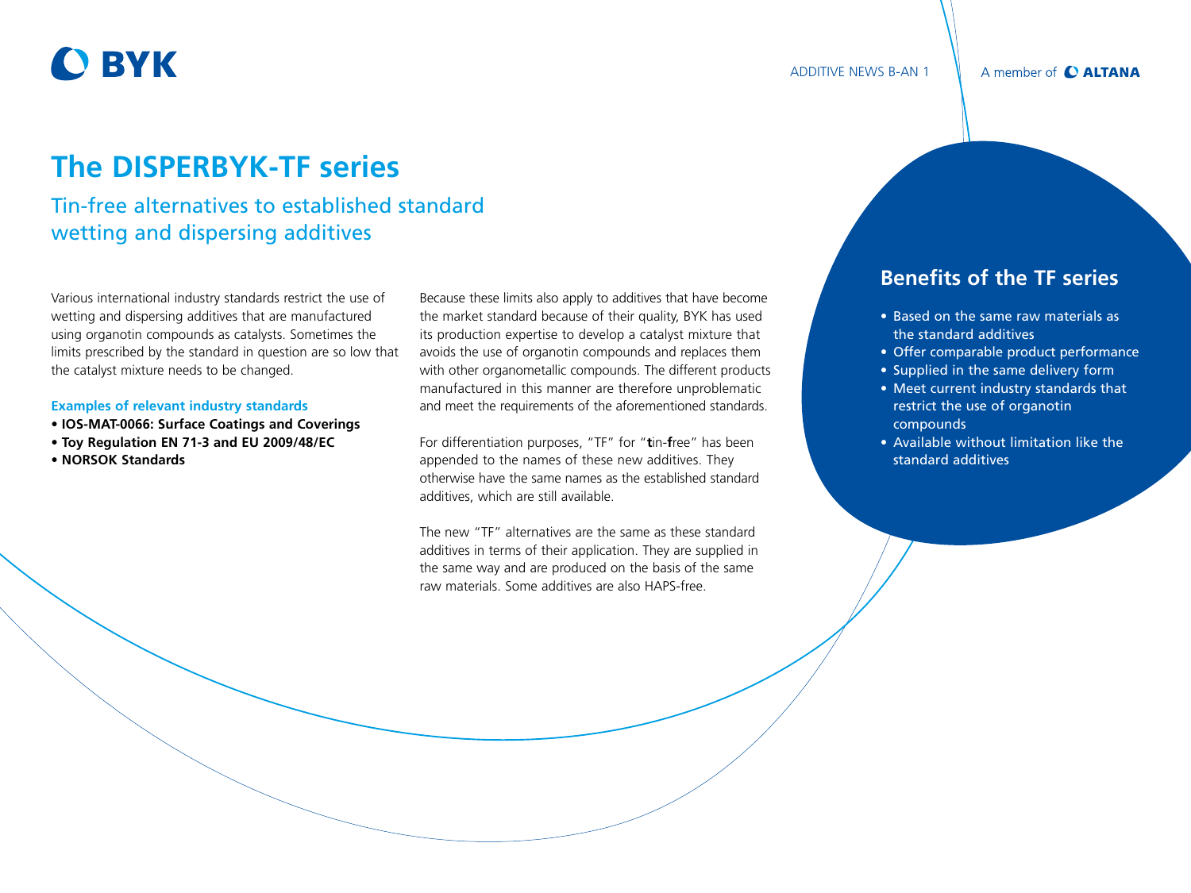# The DISPERBYK-TF series

## Tin-free alternatives to established standard wetting and dispersing additives

Various international industry standards restrict the use of wetting and dispersing additives that are manufactured using organotin compounds as catalysts. Sometimes the limits prescribed by the standard in question are so low that the catalyst mixture needs to be changed.

**Examples of relevant industry standards**

- **IOS-MAT-0066: Surface Coatings and Coverings**
- **Toy Regulation EN 71-3 and EU 2009/48/EC**
- **NORSOK Standards**

Because these limits also apply to additives that have become the market standard because of their quality, BYK has used its production expertise to develop a catalyst mixture that avoids the use of organotin compounds and replaces them with other organometallic compounds. The different products manufactured in this manner are therefore unproblematic and meet the requirements of the aforementioned standards.

For differentiation purposes, "TF" for "**t**in-**f**ree" has been appended to the names of these new additives. They otherwise have the same names as the established standard additives, which are still available.

The new "TF" alternatives are the same as these standard additives in terms of their application. They are supplied in the same way and are produced on the basis of the same raw materials. Some additives are also HAPS-free.

### Benefits of the TF series

- Based on the same raw materials as the standard additives
- Offer comparable product performance
- Supplied in the same delivery form
- Meet current industry standards that restrict the use of organotin compounds
- Available without limitation like the standard additives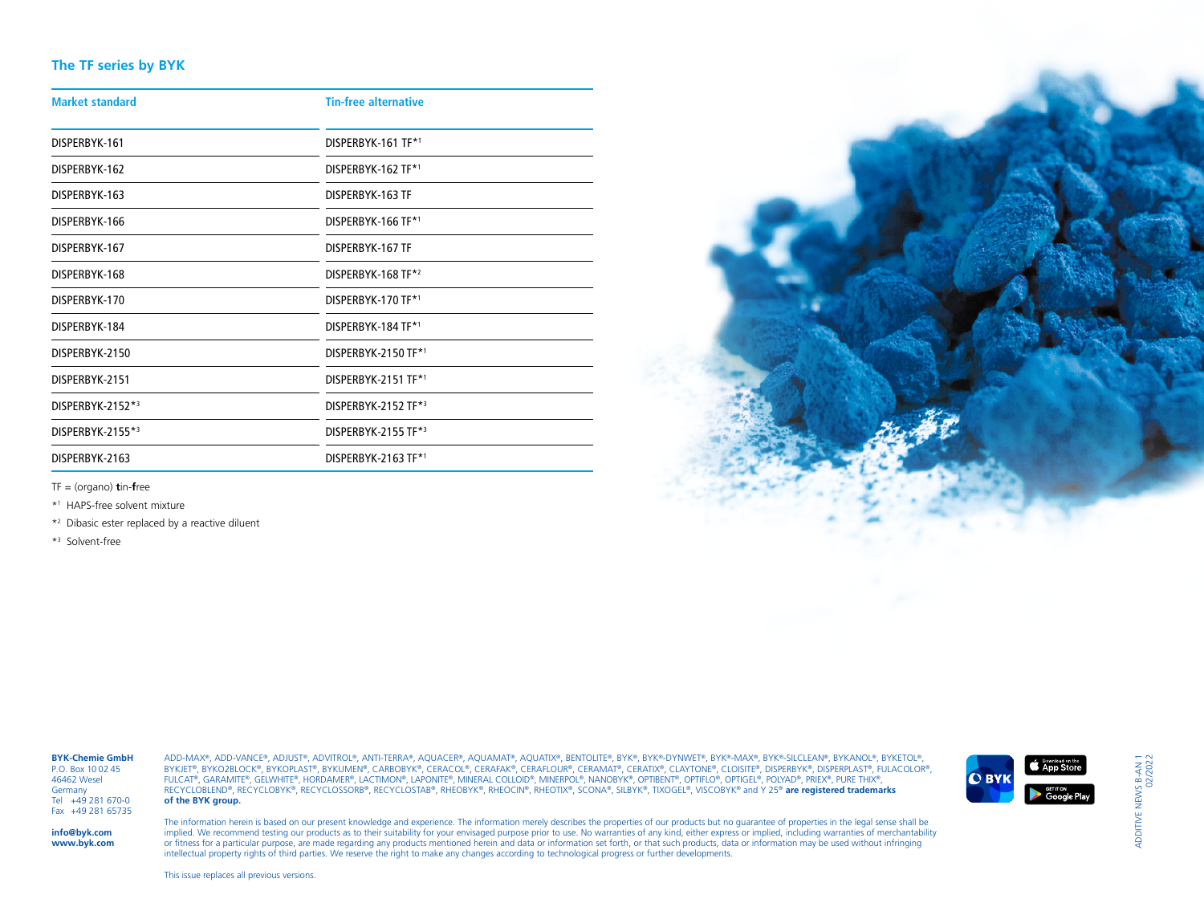## The TF series by BYK

| Market standard | Tin-free alternative |
|---|---|
| DISPERBYK-161 | DISPERBYK-161 TF*[1] |
| DISPERBYK-162 | DISPERBYK-162 TF*[1] |
| DISPERBYK-163 | DISPERBYK-163 TF |
| DISPERBYK-166 | DISPERBYK-166 TF*[1] |
| DISPERBYK-167 | DISPERBYK-167 TF |
| DISPERBYK-168 | DISPERBYK-168 TF*[2] |
| DISPERBYK-170 | DISPERBYK-170 TF*[1] |
| DISPERBYK-184 | DISPERBYK-184 TF*[1] |
| DISPERBYK-2150 | DISPERBYK-2150 TF*[1] |
| DISPERBYK-2151 | DISPERBYK-2151 TF*[1] |
| DISPERBYK-2152*[3] | DISPERBYK-2152 TF*[3] |
| DISPERBYK-2155*[3] | DISPERBYK-2155 TF*[3] |
| DISPERBYK-2163 | DISPERBYK-2163 TF*[1] |

TF = (organo) **t**in-**f**ree

*[1] HAPS-free solvent mixture

*[2] Dibasic ester replaced by a reactive diluent

*[3] Solvent-free

**BYK-Chemie GmbH**
P.O. Box 10 02 45
46462 Wesel
Germany
Tel +49 281 670-0
Fax +49 281 65735

**info@byk.com**
**www.byk.com**

ADD-MAX®, ADD-VANCE®, ADJUST®, ADVITROL®, ANTI-TERRA®, AQUACER®, AQUAMAT®, AQUATIX®, BENTOLITE®, BYK®, BYK®-DYNWET®, BYK®-MAX®, BYK®-SILCLEAN®, BYKANOL®, BYKETOL®, BYKJET®, BYKO2BLOCK®, BYKOPLAST®, BYKUMEN®, CARBOBYK®, CERACOL®, CERAFAK®, CERAFLOUR®, CERAMAT®, CERATIX®, CLAYTONE®, CLOISITE®, DISPERBYK®, DISPERPLAST®, FULACOLOR®, FULCAT®, GARAMITE®, GELWHITE®, HORDAMER®, LACTIMON®, LAPONITE®, MINERAL COLLOID®, MINERPOL®, NANOBYK®, OPTIBENT®, OPTIFLO®, OPTIGEL®, POLYAD®, PRIEX®, PURE THIX®, RECYCLOBLEND®, RECYCLOBYK®, RECYCLOSSORB®, RECYCLOSTAB®, RHEOBYK®, RHEOCIN®, RHEOTIX®, SCONA®, SILBYK®, TIXOGEL®, VISCOBYK® and Y 25® **are registered trademarks of the BYK group.**

The information herein is based on our present knowledge and experience. The information merely describes the properties of our products but no guarantee of properties in the legal sense shall be implied. We recommend testing our products as to their suitability for your envisaged purpose prior to use. No warranties of any kind, either express or implied, including warranties of merchantability or fitness for a particular purpose, are made regarding any products mentioned herein and data or information set forth, or that such products, data or information may be used without infringing intellectual property rights of third parties. We reserve the right to make any changes according to technological progress or further developments.

This issue replaces all previous versions.

ADDITIVE NEWS B-AN 1
02/2022